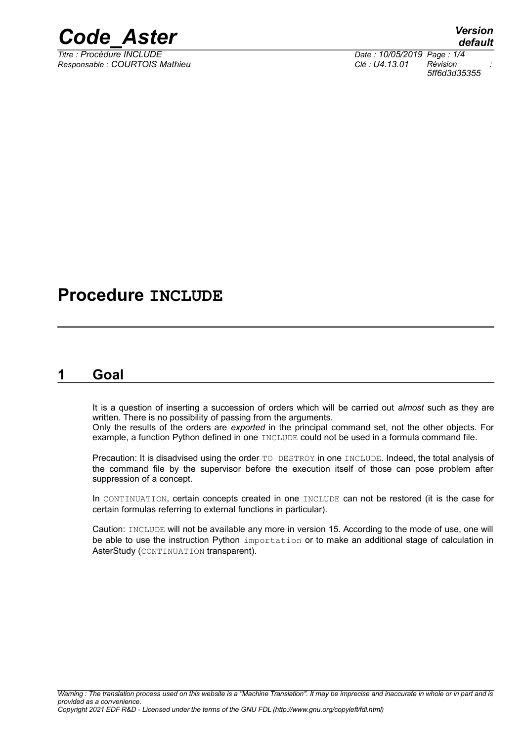# Procedure INCLUDE

## 1 Goal

It is a question of inserting a succession of orders which will be carried out *almost* such as they are written. There is no possibility of passing from the arguments.
Only the results of the orders are *exported* in the principal command set, not the other objects. For example, a function Python defined in one INCLUDE could not be used in a formula command file.

Precaution: It is disadvised using the order TO DESTROY in one INCLUDE. Indeed, the total analysis of the command file by the supervisor before the execution itself of those can pose problem after suppression of a concept.

In CONTINUATION, certain concepts created in one INCLUDE can not be restored (it is the case for certain formulas referring to external functions in particular).

Caution: INCLUDE will not be available any more in version 15. According to the mode of use, one will be able to use the instruction Python importation or to make an additional stage of calculation in AsterStudy (CONTINUATION transparent).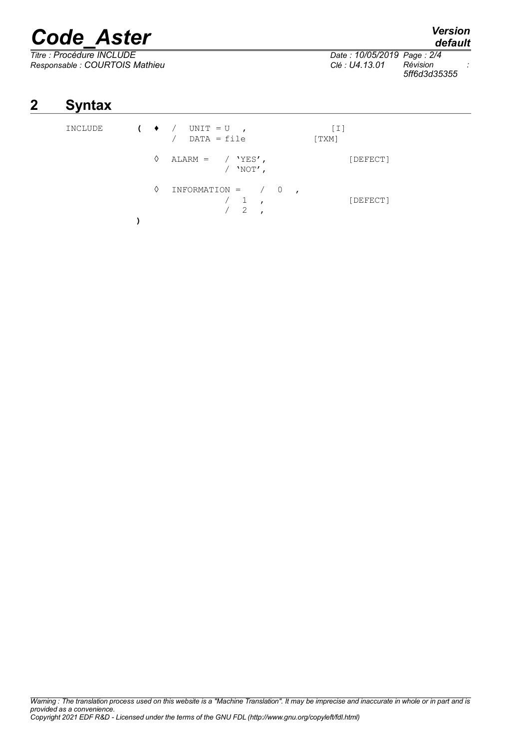## 2 Syntax

```
INCLUDE     (  ♦  /  UNIT = U  ,                    [I]
                  /  DATA = file                [TXM]

               ◊  ALARM =   / 'YES',                   [DEFECT]
                            / 'NOT',

               ◊  INFORMATION =   /  0  ,
                                  /  1  ,              [DEFECT]
                                  /  2  ,
            )
```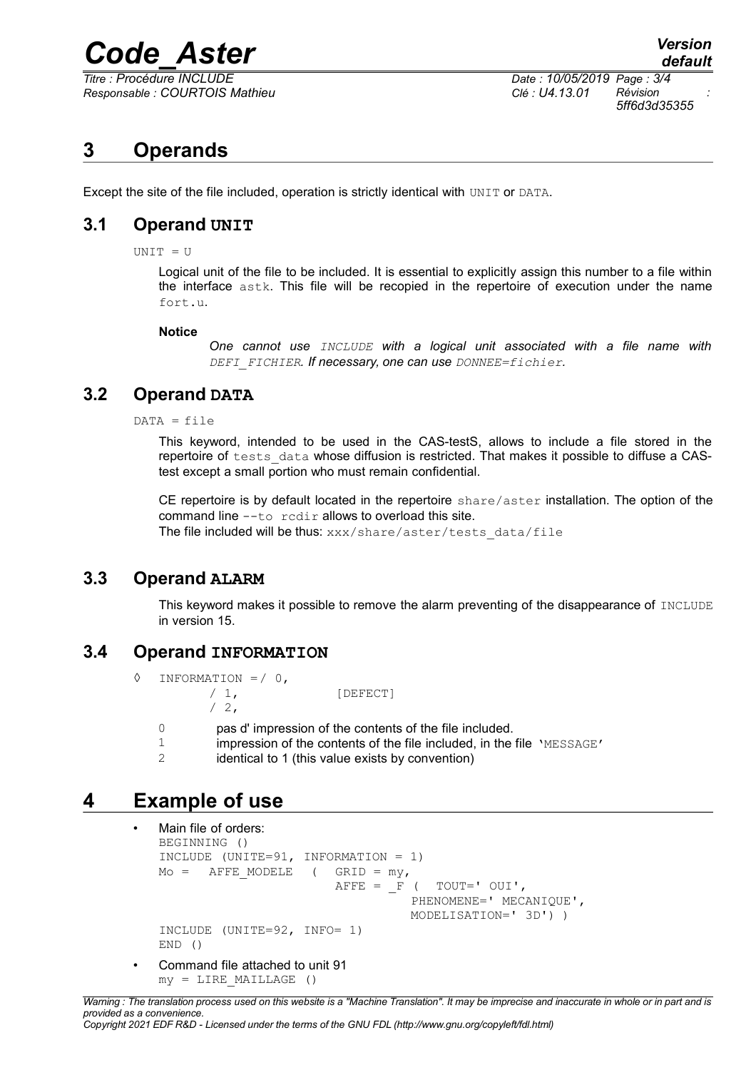# 3 Operands

Except the site of the file included, operation is strictly identical with `UNIT` or `DATA`.

## 3.1 Operand UNIT

`UNIT = U`

Logical unit of the file to be included. It is essential to explicitly assign this number to a file within the interface `astk`. This file will be recopied in the repertoire of execution under the name `fort.u`.

**Notice**

*One cannot use `INCLUDE` with a logical unit associated with a file name with `DEFI_FICHIER`. If necessary, one can use `DONNEE=fichier`.*

## 3.2 Operand DATA

`DATA = file`

This keyword, intended to be used in the CAS-testS, allows to include a file stored in the repertoire of `tests_data` whose diffusion is restricted. That makes it possible to diffuse a CAS-test except a small portion who must remain confidential.

CE repertoire is by default located in the repertoire `share/aster` installation. The option of the command line `--to rcdir` allows to overload this site.
The file included will be thus: `xxx/share/aster/tests_data/file`

## 3.3 Operand ALARM

This keyword makes it possible to remove the alarm preventing of the disappearance of `INCLUDE` in version 15.

## 3.4 Operand INFORMATION

```
◊   INFORMATION =/ 0,
             / 1,            [DEFECT]
             / 2,
```

- 0 pas d' impression of the contents of the file included.
- 1 impression of the contents of the file included, in the file 'MESSAGE'
- 2 identical to 1 (this value exists by convention)

# 4 Example of use

- Main file of orders:

```
BEGINNING ()
INCLUDE (UNITE=91, INFORMATION = 1)
Mo =   AFFE_MODELE   (  GRID = my,
                        AFFE = _F (  TOUT=' OUI',
                                  PHENOMENE=' MECANIQUE',
                                  MODELISATION=' 3D') )
INCLUDE (UNITE=92, INFO= 1)
END ()
```

- Command file attached to unit 91

```
my = LIRE_MAILLAGE ()
```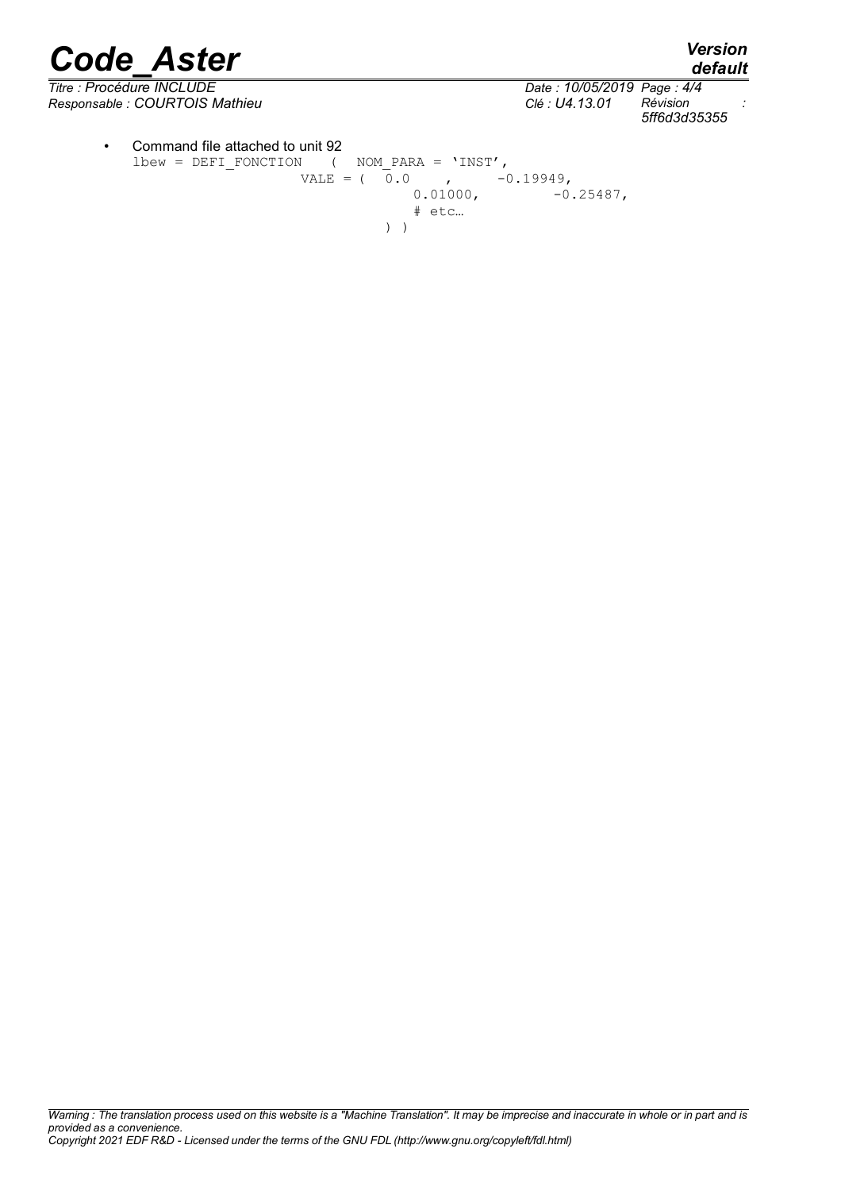- Command file attached to unit 92

```
lbew = DEFI_FONCTION   (  NOM_PARA = 'INST',
                 VALE = (  0.0     ,       -0.19949,
                           0.01000,         -0.25487,
                           # etc…
                       ) )
```